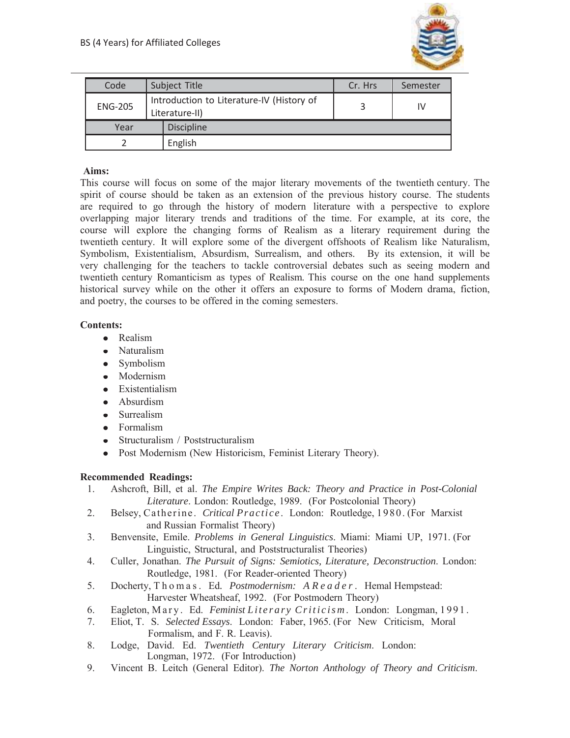BS (4 Years) for Affiliated Colleges

| Code | Subject Title | Cr. Hrs | Semester |
|---|---|---|---|
| ENG-205 | Introduction to Literature-IV (History of Literature-II) | 3 | IV |
| **Year** | **Discipline** | | |
| 2 | English | | |

**Aims:**

This course will focus on some of the major literary movements of the twentieth century. The spirit of course should be taken as an extension of the previous history course. The students are required to go through the history of modern literature with a perspective to explore overlapping major literary trends and traditions of the time. For example, at its core, the course will explore the changing forms of Realism as a literary requirement during the twentieth century. It will explore some of the divergent offshoots of Realism like Naturalism, Symbolism, Existentialism, Absurdism, Surrealism, and others. By its extension, it will be very challenging for the teachers to tackle controversial debates such as seeing modern and twentieth century Romanticism as types of Realism. This course on the one hand supplements historical survey while on the other it offers an exposure to forms of Modern drama, fiction, and poetry, the courses to be offered in the coming semesters.

**Contents:**

- Realism
- Naturalism
- Symbolism
- Modernism
- Existentialism
- Absurdism
- Surrealism
- Formalism
- Structuralism / Poststructuralism
- Post Modernism (New Historicism, Feminist Literary Theory).

**Recommended Readings:**

1. Ashcroft, Bill, et al. *The Empire Writes Back: Theory and Practice in Post-Colonial Literature*. London: Routledge, 1989. (For Postcolonial Theory)
2. Belsey, Catherine. *Critical Practice*. London: Routledge, 1980. (For Marxist and Russian Formalist Theory)
3. Benvensite, Emile. *Problems in General Linguistics*. Miami: Miami UP, 1971. (For Linguistic, Structural, and Poststructuralist Theories)
4. Culler, Jonathan. *The Pursuit of Signs: Semiotics, Literature, Deconstruction*. London: Routledge, 1981. (For Reader-oriented Theory)
5. Docherty, Thomas. Ed. *Postmodernism: A Reader*. Hemal Hempstead: Harvester Wheatsheaf, 1992. (For Postmodern Theory)
6. Eagleton, Mary. Ed. *Feminist Literary Criticism*. London: Longman, 1991.
7. Eliot, T. S. *Selected Essays*. London: Faber, 1965. (For New Criticism, Moral Formalism, and F. R. Leavis).
8. Lodge, David. Ed. *Twentieth Century Literary Criticism*. London: Longman, 1972. (For Introduction)
9. Vincent B. Leitch (General Editor). *The Norton Anthology of Theory and Criticism*.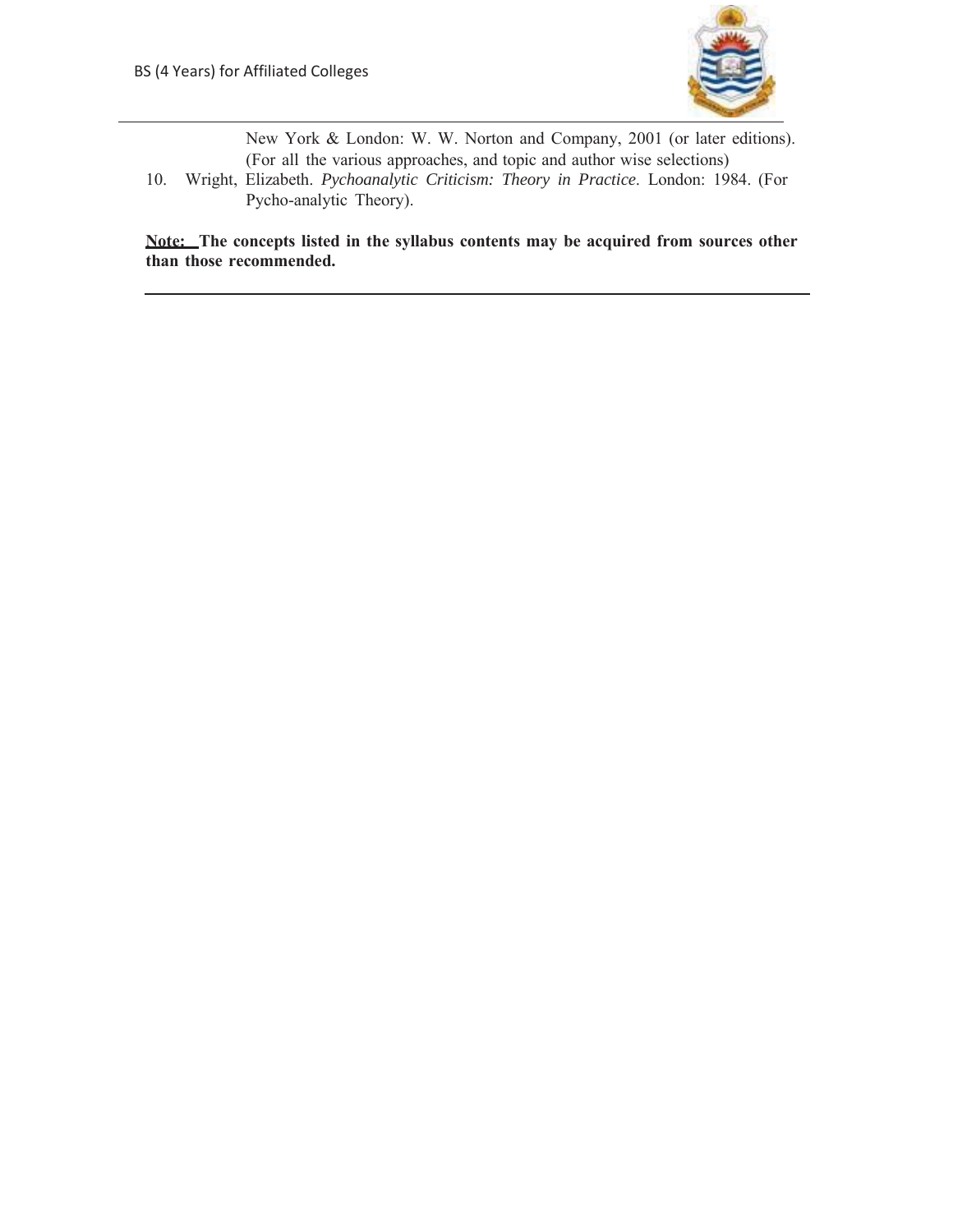New York & London: W. W. Norton and Company, 2001 (or later editions). (For all the various approaches, and topic and author wise selections)

10. Wright, Elizabeth. *Pychoanalytic Criticism: Theory in Practice*. London: 1984. (For Pycho-analytic Theory).

**Note: The concepts listed in the syllabus contents may be acquired from sources other than those recommended.**